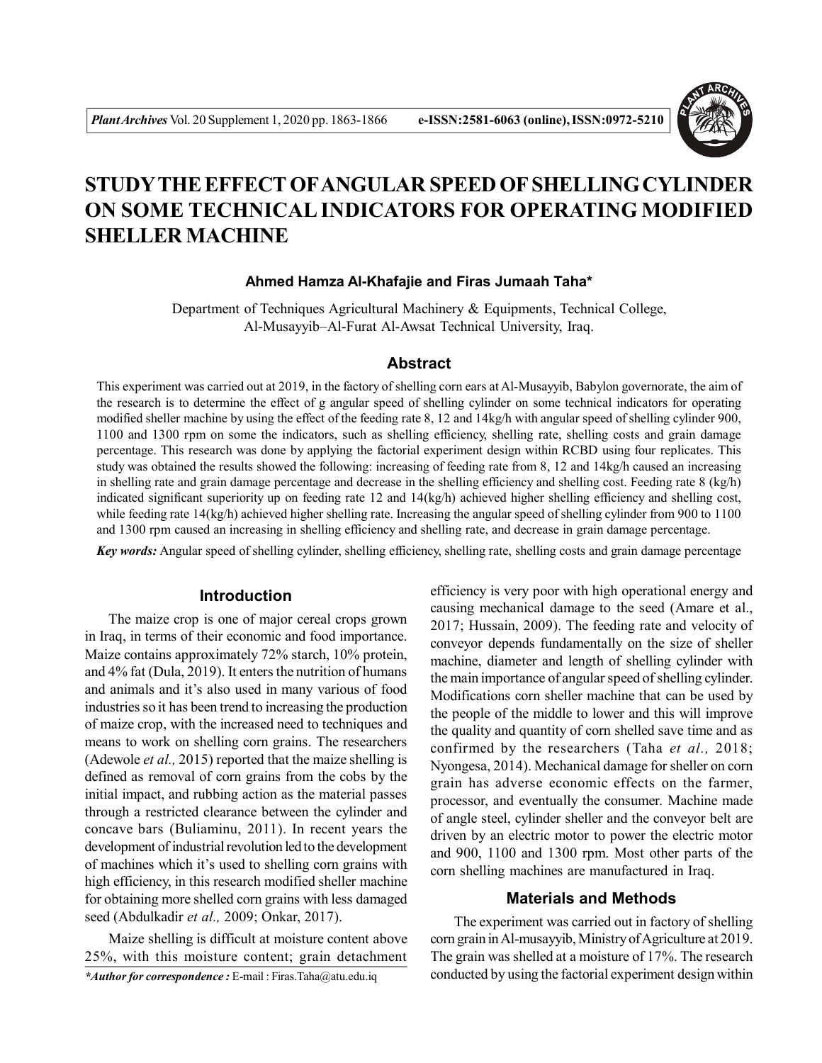# STUDY THE EFFECT OF ANGULAR SPEED OF SHELLING CYLINDER ON SOME TECHNICAL INDICATORS FOR OPERATING MODIFIED SHELLER MACHINE

**Ahmed Hamza Al-Khafajie and Firas Jumaah Taha***

Department of Techniques Agricultural Machinery & Equipments, Technical College, Al-Musayyib–Al-Furat Al-Awsat Technical University, Iraq.

## Abstract

This experiment was carried out at 2019, in the factory of shelling corn ears at Al-Musayyib, Babylon governorate, the aim of the research is to determine the effect of g angular speed of shelling cylinder on some technical indicators for operating modified sheller machine by using the effect of the feeding rate 8, 12 and 14kg/h with angular speed of shelling cylinder 900, 1100 and 1300 rpm on some the indicators, such as shelling efficiency, shelling rate, shelling costs and grain damage percentage. This research was done by applying the factorial experiment design within RCBD using four replicates. This study was obtained the results showed the following: increasing of feeding rate from 8, 12 and 14kg/h caused an increasing in shelling rate and grain damage percentage and decrease in the shelling efficiency and shelling cost. Feeding rate 8 (kg/h) indicated significant superiority up on feeding rate 12 and 14(kg/h) achieved higher shelling efficiency and shelling cost, while feeding rate 14(kg/h) achieved higher shelling rate. Increasing the angular speed of shelling cylinder from 900 to 1100 and 1300 rpm caused an increasing in shelling efficiency and shelling rate, and decrease in grain damage percentage.

***Key words:*** Angular speed of shelling cylinder, shelling efficiency, shelling rate, shelling costs and grain damage percentage

## Introduction

The maize crop is one of major cereal crops grown in Iraq, in terms of their economic and food importance. Maize contains approximately 72% starch, 10% protein, and 4% fat (Dula, 2019). It enters the nutrition of humans and animals and it's also used in many various of food industries so it has been trend to increasing the production of maize crop, with the increased need to techniques and means to work on shelling corn grains. The researchers (Adewole *et al.,* 2015) reported that the maize shelling is defined as removal of corn grains from the cobs by the initial impact, and rubbing action as the material passes through a restricted clearance between the cylinder and concave bars (Buliaminu, 2011). In recent years the development of industrial revolution led to the development of machines which it's used to shelling corn grains with high efficiency, in this research modified sheller machine for obtaining more shelled corn grains with less damaged seed (Abdulkadir *et al.,* 2009; Onkar, 2017).

Maize shelling is difficult at moisture content above 25%, with this moisture content; grain detachment efficiency is very poor with high operational energy and causing mechanical damage to the seed (Amare et al., 2017; Hussain, 2009). The feeding rate and velocity of conveyor depends fundamentally on the size of sheller machine, diameter and length of shelling cylinder with the main importance of angular speed of shelling cylinder. Modifications corn sheller machine that can be used by the people of the middle to lower and this will improve the quality and quantity of corn shelled save time and as confirmed by the researchers (Taha *et al.,* 2018; Nyongesa, 2014). Mechanical damage for sheller on corn grain has adverse economic effects on the farmer, processor, and eventually the consumer. Machine made of angle steel, cylinder sheller and the conveyor belt are driven by an electric motor to power the electric motor and 900, 1100 and 1300 rpm. Most other parts of the corn shelling machines are manufactured in Iraq.

## Materials and Methods

The experiment was carried out in factory of shelling corn grain in Al-musayyib, Ministry of Agriculture at 2019. The grain was shelled at a moisture of 17%. The research conducted by using the factorial experiment design within

****Author for correspondence :*** E-mail : Firas.Taha@atu.edu.iq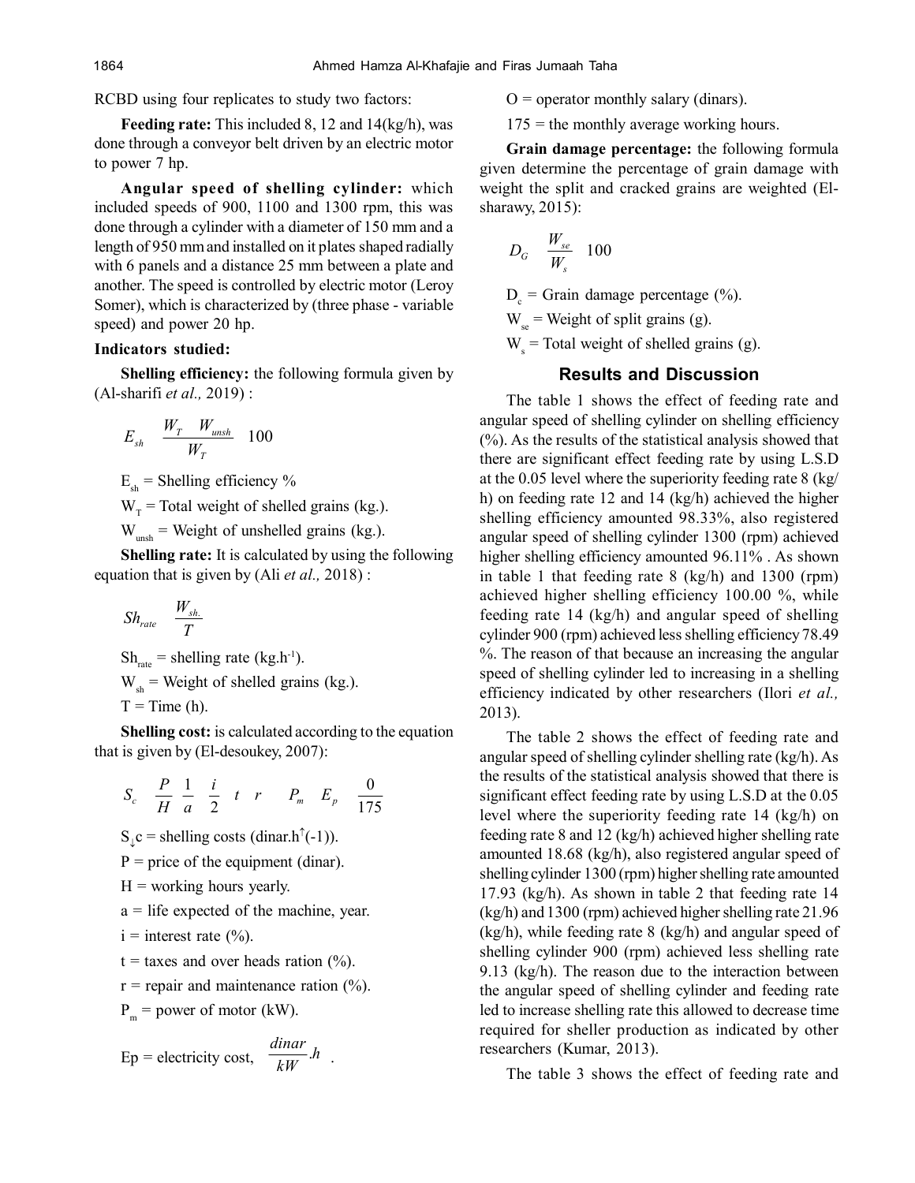RCBD using four replicates to study two factors:

**Feeding rate:** This included 8, 12 and 14(kg/h), was done through a conveyor belt driven by an electric motor to power 7 hp.

**Angular speed of shelling cylinder:** which included speeds of 900, 1100 and 1300 rpm, this was done through a cylinder with a diameter of 150 mm and a length of 950 mm and installed on it plates shaped radially with 6 panels and a distance 25 mm between a plate and another. The speed is controlled by electric motor (Leroy Somer), which is characterized by (three phase - variable speed) and power 20 hp.

### Indicators studied:

**Shelling efficiency:** the following formula given by (Al-sharifi *et al.,* 2019) :

$$E_{sh} \quad \frac{W_T \quad W_{unsh}}{W_T} \quad 100$$

$E_{sh}$ = Shelling efficiency %

$W_T$ = Total weight of shelled grains (kg.).

$W_{unsh}$ = Weight of unshelled grains (kg.).

**Shelling rate:** It is calculated by using the following equation that is given by (Ali *et al.,* 2018) :

$$Sh_{rate} \quad \frac{W_{sh.}}{T}$$

$Sh_{rate}$ = shelling rate ($kg.h^{-1}$).

$W_{sh}$ = Weight of shelled grains (kg.).

$T$ = Time (h).

**Shelling cost:** is calculated according to the equation that is given by (El-desoukey, 2007):

$$S_c \quad \frac{P}{H} \frac{1}{a} \quad \frac{i}{2} \quad t \quad r \qquad P_m \quad E_p \quad \frac{0}{175}$$

$S_c$ = shelling costs (dinar.$h^{-1}$).

$P$ = price of the equipment (dinar).

$H$ = working hours yearly.

$a$ = life expected of the machine, year.

$i$ = interest rate (%).

$t$ = taxes and over heads ration (%).

$r$ = repair and maintenance ration (%).

$P_m$ = power of motor (kW).

Ep = electricity cost, $\frac{dinar}{kW}.h$ .

$O$ = operator monthly salary (dinars).

175 = the monthly average working hours.

**Grain damage percentage:** the following formula given determine the percentage of grain damage with weight the split and cracked grains are weighted (El-sharawy, 2015):

$$D_G \quad \frac{W_{se}}{W_s} \quad 100$$

$D_c$ = Grain damage percentage (%).

$W_{se}$ = Weight of split grains (g).

$W_s$ = Total weight of shelled grains (g).

## Results and Discussion

The table 1 shows the effect of feeding rate and angular speed of shelling cylinder on shelling efficiency (%). As the results of the statistical analysis showed that there are significant effect feeding rate by using L.S.D at the 0.05 level where the superiority feeding rate 8 (kg/h) on feeding rate 12 and 14 (kg/h) achieved the higher shelling efficiency amounted 98.33%, also registered angular speed of shelling cylinder 1300 (rpm) achieved higher shelling efficiency amounted 96.11% . As shown in table 1 that feeding rate 8 (kg/h) and 1300 (rpm) achieved higher shelling efficiency 100.00 %, while feeding rate 14 (kg/h) and angular speed of shelling cylinder 900 (rpm) achieved less shelling efficiency 78.49 %. The reason of that because an increasing the angular speed of shelling cylinder led to increasing in a shelling efficiency indicated by other researchers (Ilori *et al.,* 2013).

The table 2 shows the effect of feeding rate and angular speed of shelling cylinder shelling rate (kg/h). As the results of the statistical analysis showed that there is significant effect feeding rate by using L.S.D at the 0.05 level where the superiority feeding rate 14 (kg/h) on feeding rate 8 and 12 (kg/h) achieved higher shelling rate amounted 18.68 (kg/h), also registered angular speed of shelling cylinder 1300 (rpm) higher shelling rate amounted 17.93 (kg/h). As shown in table 2 that feeding rate 14 (kg/h) and 1300 (rpm) achieved higher shelling rate 21.96 (kg/h), while feeding rate 8 (kg/h) and angular speed of shelling cylinder 900 (rpm) achieved less shelling rate 9.13 (kg/h). The reason due to the interaction between the angular speed of shelling cylinder and feeding rate led to increase shelling rate this allowed to decrease time required for sheller production as indicated by other researchers (Kumar, 2013).

The table 3 shows the effect of feeding rate and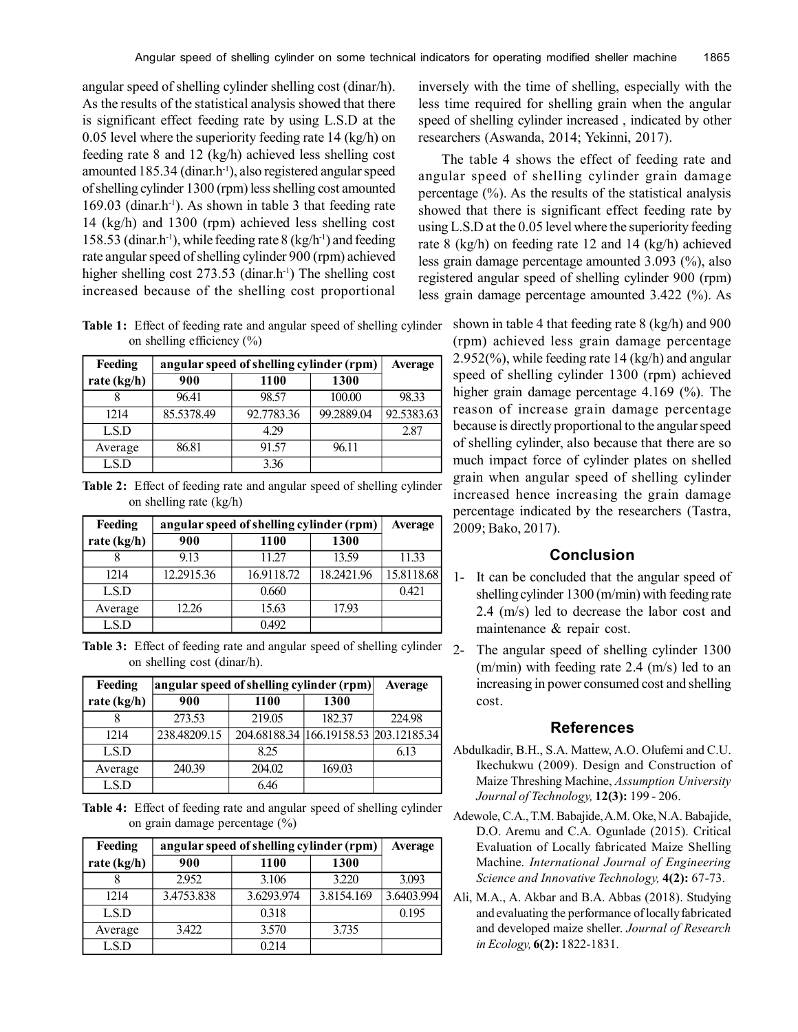angular speed of shelling cylinder shelling cost (dinar/h). As the results of the statistical analysis showed that there is significant effect feeding rate by using L.S.D at the 0.05 level where the superiority feeding rate 14 (kg/h) on feeding rate 8 and 12 (kg/h) achieved less shelling cost amounted 185.34 (dinar.h$^{-1}$), also registered angular speed of shelling cylinder 1300 (rpm) less shelling cost amounted 169.03 (dinar.h$^{-1}$). As shown in table 3 that feeding rate 14 (kg/h) and 1300 (rpm) achieved less shelling cost 158.53 (dinar.h$^{-1}$), while feeding rate 8 (kg/h$^{-1}$) and feeding rate angular speed of shelling cylinder 900 (rpm) achieved higher shelling cost 273.53 (dinar.h$^{-1}$) The shelling cost increased because of the shelling cost proportional inversely with the time of shelling, especially with the less time required for shelling grain when the angular speed of shelling cylinder increased , indicated by other researchers (Aswanda, 2014; Yekinni, 2017).

The table 4 shows the effect of feeding rate and angular speed of shelling cylinder grain damage percentage (%). As the results of the statistical analysis showed that there is significant effect feeding rate by using L.S.D at the 0.05 level where the superiority feeding rate 8 (kg/h) on feeding rate 12 and 14 (kg/h) achieved less grain damage percentage amounted 3.093 (%), also registered angular speed of shelling cylinder 900 (rpm) less grain damage percentage amounted 3.422 (%). As shown in table 4 that feeding rate 8 (kg/h) and 900 (rpm) achieved less grain damage percentage 2.952(%), while feeding rate 14 (kg/h) and angular speed of shelling cylinder 1300 (rpm) achieved higher grain damage percentage 4.169 (%). The reason of increase grain damage percentage because is directly proportional to the angular speed of shelling cylinder, also because that there are so much impact force of cylinder plates on shelled grain when angular speed of shelling cylinder increased hence increasing the grain damage percentage indicated by the researchers (Tastra, 2009; Bako, 2017).

**Table 1:** Effect of feeding rate and angular speed of shelling cylinder on shelling efficiency (%)

| Feeding rate (kg/h) | angular speed of shelling cylinder (rpm) | | | Average |
|---|---|---|---|---|
| | 900 | 1100 | 1300 | |
| 8 | 96.41 | 98.57 | 100.00 | 98.33 |
| 1214 | 85.5378.49 | 92.7783.36 | 99.2889.04 | 92.5383.63 |
| L.S.D | | 4.29 | | 2.87 |
| Average | 86.81 | 91.57 | 96.11 | |
| L.S.D | | 3.36 | | |

**Table 2:** Effect of feeding rate and angular speed of shelling cylinder on shelling rate (kg/h)

| Feeding rate (kg/h) | angular speed of shelling cylinder (rpm) | | | Average |
|---|---|---|---|---|
| | 900 | 1100 | 1300 | |
| 8 | 9.13 | 11.27 | 13.59 | 11.33 |
| 1214 | 12.2915.36 | 16.9118.72 | 18.2421.96 | 15.8118.68 |
| L.S.D | | 0.660 | | 0.421 |
| Average | 12.26 | 15.63 | 17.93 | |
| L.S.D | | 0.492 | | |

**Table 3:** Effect of feeding rate and angular speed of shelling cylinder on shelling cost (dinar/h).

| Feeding rate (kg/h) | angular speed of shelling cylinder (rpm) | | | Average |
|---|---|---|---|---|
| | 900 | 1100 | 1300 | |
| 8 | 273.53 | 219.05 | 182.37 | 224.98 |
| 1214 | 238.48209.15 | 204.68188.34 | 166.19158.53 | 203.12185.34 |
| L.S.D | | 8.25 | | 6.13 |
| Average | 240.39 | 204.02 | 169.03 | |
| L.S.D | | 6.46 | | |

**Table 4:** Effect of feeding rate and angular speed of shelling cylinder on grain damage percentage (%)

| Feeding rate (kg/h) | angular speed of shelling cylinder (rpm) | | | Average |
|---|---|---|---|---|
| | 900 | 1100 | 1300 | |
| 8 | 2.952 | 3.106 | 3.220 | 3.093 |
| 1214 | 3.4753.838 | 3.6293.974 | 3.8154.169 | 3.6403.994 |
| L.S.D | | 0.318 | | 0.195 |
| Average | 3.422 | 3.570 | 3.735 | |
| L.S.D | | 0.214 | | |

## Conclusion

1- It can be concluded that the angular speed of shelling cylinder 1300 (m/min) with feeding rate 2.4 (m/s) led to decrease the labor cost and maintenance & repair cost.

2- The angular speed of shelling cylinder 1300 (m/min) with feeding rate 2.4 (m/s) led to an increasing in power consumed cost and shelling cost.

## References

Abdulkadir, B.H., S.A. Mattew, A.O. Olufemi and C.U. Ikechukwu (2009). Design and Construction of Maize Threshing Machine, *Assumption University Journal of Technology,* **12(3):** 199 - 206.

Adewole, C.A., T.M. Babajide, A.M. Oke, N.A. Babajide, D.O. Aremu and C.A. Ogunlade (2015). Critical Evaluation of Locally fabricated Maize Shelling Machine. *International Journal of Engineering Science and Innovative Technology,* **4(2):** 67-73.

Ali, M.A., A. Akbar and B.A. Abbas (2018). Studying and evaluating the performance of locally fabricated and developed maize sheller. *Journal of Research in Ecology,* **6(2):** 1822-1831.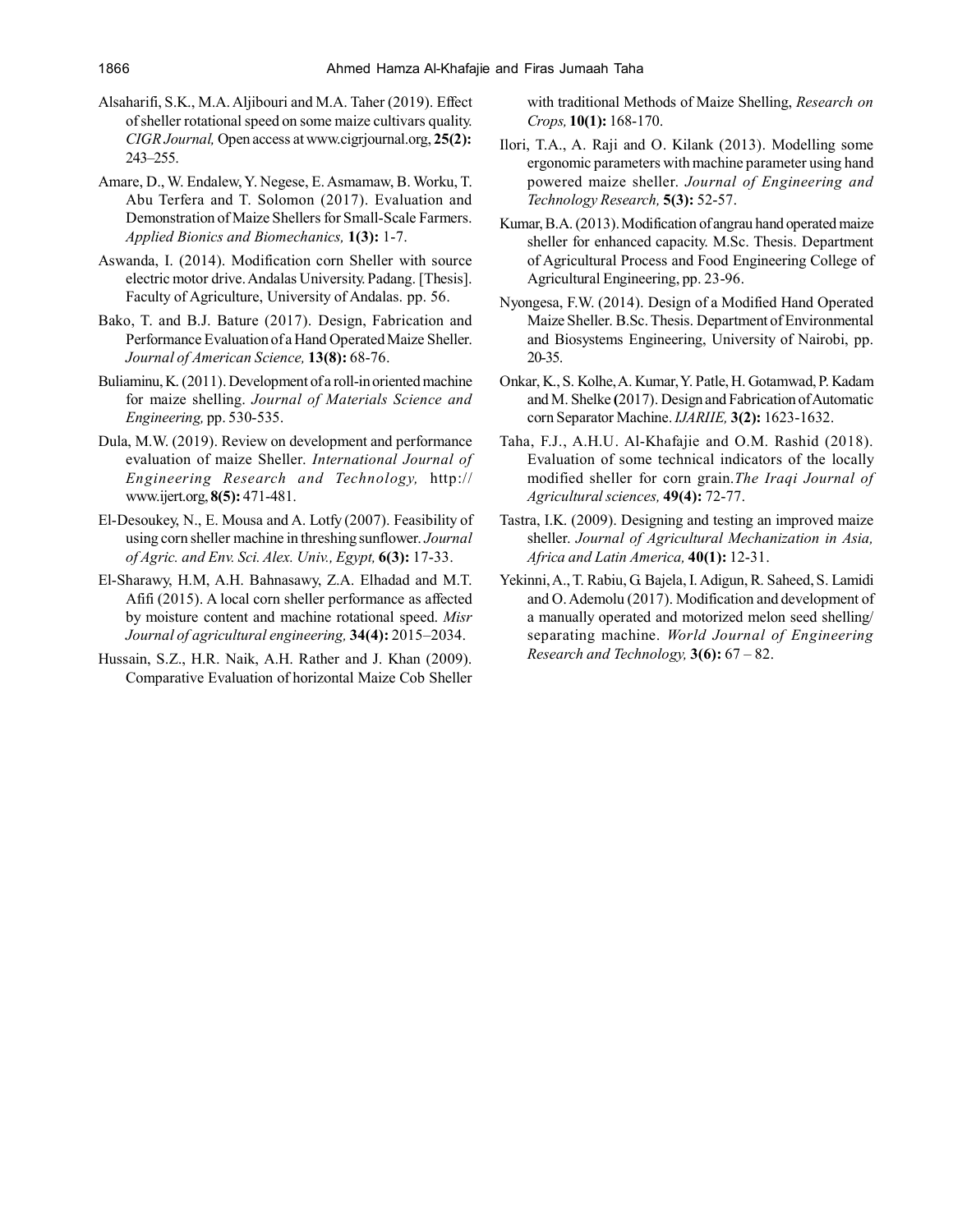Alsaharifi, S.K., M.A. Aljibouri and M.A. Taher (2019). Effect of sheller rotational speed on some maize cultivars quality. *CIGR Journal,* Open access at www.cigrjournal.org, **25(2):** 243–255.

Amare, D., W. Endalew, Y. Negese, E. Asmamaw, B. Worku, T. Abu Terfera and T. Solomon (2017). Evaluation and Demonstration of Maize Shellers for Small-Scale Farmers. *Applied Bionics and Biomechanics,* **1(3):** 1-7.

Aswanda, I. (2014). Modification corn Sheller with source electric motor drive. Andalas University. Padang. [Thesis]. Faculty of Agriculture, University of Andalas. pp. 56.

Bako, T. and B.J. Bature (2017). Design, Fabrication and Performance Evaluation of a Hand Operated Maize Sheller. *Journal of American Science,* **13(8):** 68-76.

Buliaminu, K. (2011). Development of a roll-in oriented machine for maize shelling. *Journal of Materials Science and Engineering,* pp. 530-535.

Dula, M.W. (2019). Review on development and performance evaluation of maize Sheller. *International Journal of Engineering Research and Technology,* http://www.ijert.org, **8(5):** 471-481.

El-Desoukey, N., E. Mousa and A. Lotfy (2007). Feasibility of using corn sheller machine in threshing sunflower. *Journal of Agric. and Env. Sci. Alex. Univ., Egypt,* **6(3):** 17-33.

El-Sharawy, H.M, A.H. Bahnasawy, Z.A. Elhadad and M.T. Afifi (2015). A local corn sheller performance as affected by moisture content and machine rotational speed. *Misr Journal of agricultural engineering,* **34(4):** 2015–2034.

Hussain, S.Z., H.R. Naik, A.H. Rather and J. Khan (2009). Comparative Evaluation of horizontal Maize Cob Sheller with traditional Methods of Maize Shelling, *Research on Crops,* **10(1):** 168-170.

Ilori, T.A., A. Raji and O. Kilank (2013). Modelling some ergonomic parameters with machine parameter using hand powered maize sheller. *Journal of Engineering and Technology Research,* **5(3):** 52-57.

Kumar, B.A. (2013). Modification of angrau hand operated maize sheller for enhanced capacity. M.Sc. Thesis. Department of Agricultural Process and Food Engineering College of Agricultural Engineering, pp. 23-96.

Nyongesa, F.W. (2014). Design of a Modified Hand Operated Maize Sheller. B.Sc. Thesis. Department of Environmental and Biosystems Engineering, University of Nairobi, pp. 20-35.

Onkar, K., S. Kolhe, A. Kumar, Y. Patle, H. Gotamwad, P. Kadam and M. Shelke **(**2017). Design and Fabrication of Automatic corn Separator Machine. *IJARIIE,* **3(2):** 1623-1632.

Taha, F.J., A.H.U. Al-Khafajie and O.M. Rashid (2018). Evaluation of some technical indicators of the locally modified sheller for corn grain.*The Iraqi Journal of Agricultural sciences,* **49(4):** 72-77.

Tastra, I.K. (2009). Designing and testing an improved maize sheller. *Journal of Agricultural Mechanization in Asia, Africa and Latin America,* **40(1):** 12-31.

Yekinni, A., T. Rabiu, G. Bajela, I. Adigun, R. Saheed, S. Lamidi and O. Ademolu (2017). Modification and development of a manually operated and motorized melon seed shelling/separating machine. *World Journal of Engineering Research and Technology,* **3(6):** 67 – 82.